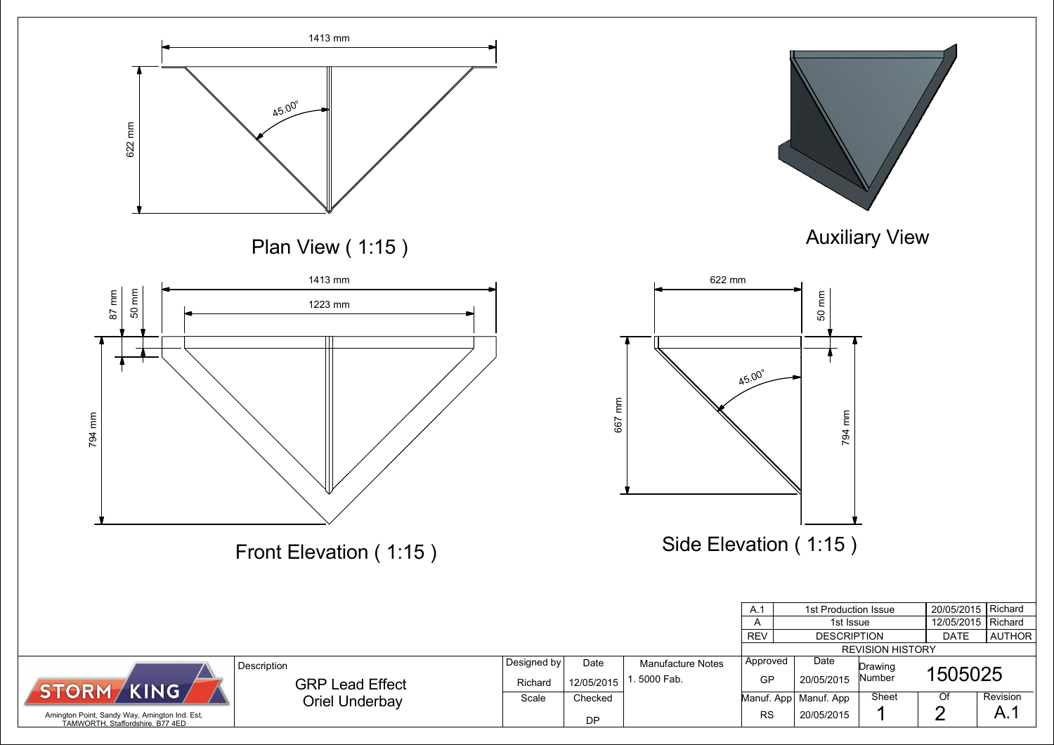## Plan View ( 1:15 )

1413 mm

622 mm

45.00°

## Auxiliary View

## Front Elevation ( 1:15 )

1413 mm

1223 mm

87 mm

50 mm

794 mm

## Side Elevation ( 1:15 )

622 mm

50 mm

667 mm

794 mm

45.00°

| A.1 | 1st Production Issue | 20/05/2015 | Richard |
|---|---|---|---|
| A | 1st Issue | 12/05/2015 | Richard |
| REV | DESCRIPTION | DATE | AUTHOR |

REVISION HISTORY

STORM KING

Amington Point, Sandy Way, Amington Ind. Est, TAMWORTH, Staffordshire. B77 4ED

| Description | Designed by | Date | Manufacture Notes | Approved | Date | Drawing Number | |
|---|---|---|---|---|---|---|---|
| GRP Lead Effect Oriel Underbay | Richard | 12/05/2015 | 1. 5000 Fab. | GP | 20/05/2015 | 1505025 | |
| | Scale | Checked | | Manuf. App | Manuf. App | Sheet | Of | Revision |
| | | DP | | RS | 20/05/2015 | 1 | 2 | A.1 |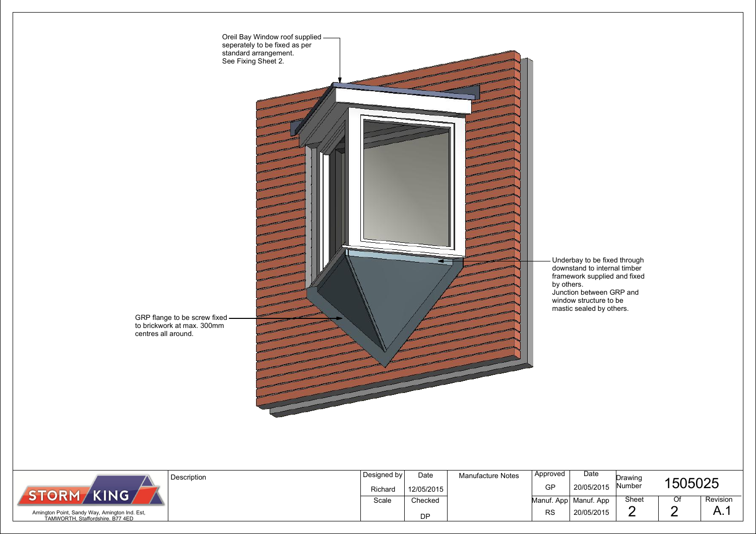Oreil Bay Window roof supplied seperately to be fixed as per standard arrangement.
See Fixing Sheet 2.

Underbay to be fixed through downstand to internal timber framework supplied and fixed by others.
Junction between GRP and window structure to be mastic sealed by others.

GRP flange to be screw fixed to brickwork at max. 300mm centres all around.

STORM KING

Amington Point, Sandy Way, Amington Ind. Est, TAMWORTH, Staffordshire. B77 4ED

| Description | Designed by | Date | Manufacture Notes | Approved | Date | Drawing Number | | |
|---|---|---|---|---|---|---|---|---|
| | Richard | 12/05/2015 | | GP | 20/05/2015 | 1505025 | | |
| | Scale | Checked | | Manuf. App | Manuf. App | Sheet | Of | Revision |
| | | DP | | RS | 20/05/2015 | 2 | 2 | A.1 |